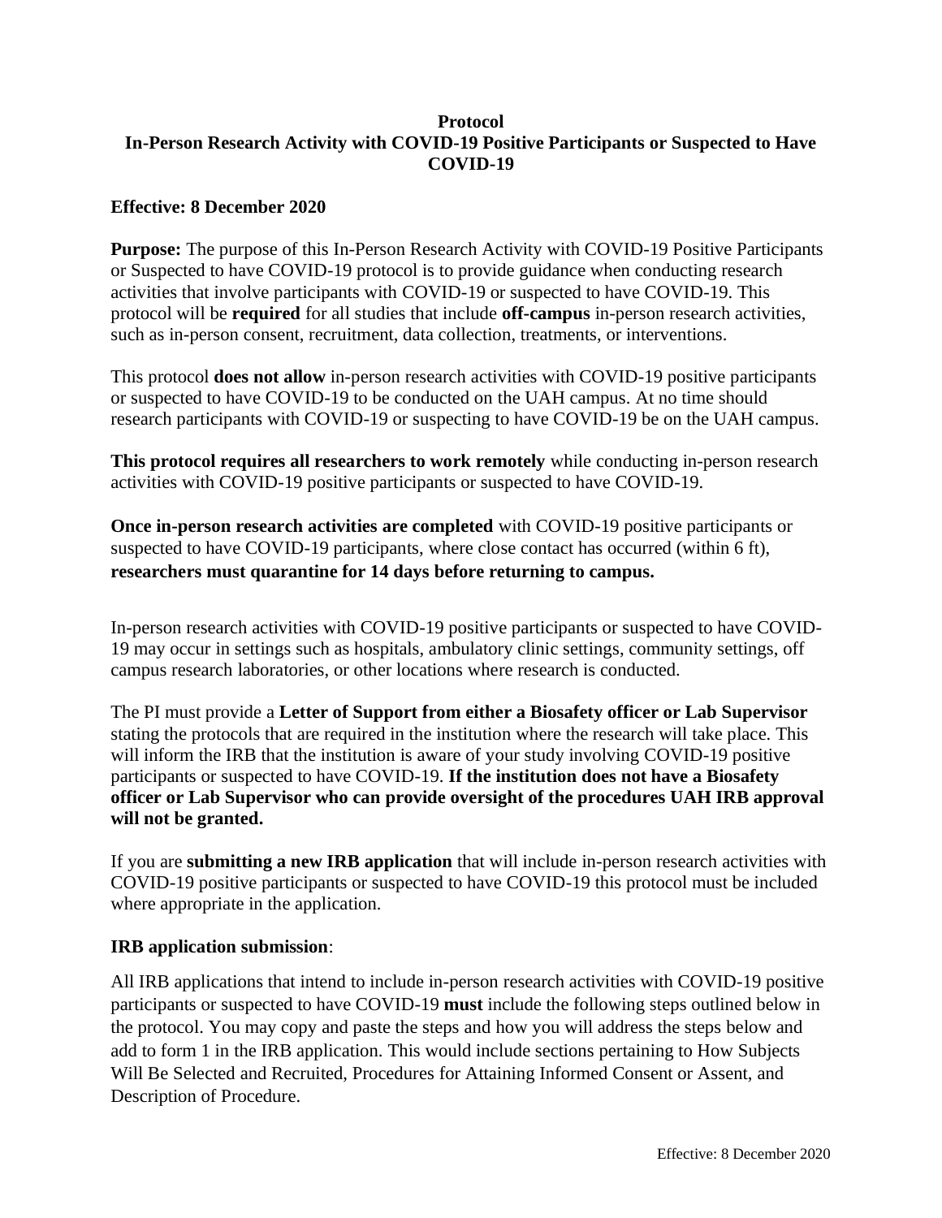# Protocol

# In-Person Research Activity with COVID-19 Positive Participants or Suspected to Have COVID-19

**Effective: 8 December 2020**

**Purpose:** The purpose of this In-Person Research Activity with COVID-19 Positive Participants or Suspected to have COVID-19 protocol is to provide guidance when conducting research activities that involve participants with COVID-19 or suspected to have COVID-19. This protocol will be **required** for all studies that include **off-campus** in-person research activities, such as in-person consent, recruitment, data collection, treatments, or interventions.

This protocol **does not allow** in-person research activities with COVID-19 positive participants or suspected to have COVID-19 to be conducted on the UAH campus. At no time should research participants with COVID-19 or suspecting to have COVID-19 be on the UAH campus.

**This protocol requires all researchers to work remotely** while conducting in-person research activities with COVID-19 positive participants or suspected to have COVID-19.

**Once in-person research activities are completed** with COVID-19 positive participants or suspected to have COVID-19 participants, where close contact has occurred (within 6 ft), **researchers must quarantine for 14 days before returning to campus.**

In-person research activities with COVID-19 positive participants or suspected to have COVID-19 may occur in settings such as hospitals, ambulatory clinic settings, community settings, off campus research laboratories, or other locations where research is conducted.

The PI must provide a **Letter of Support from either a Biosafety officer or Lab Supervisor** stating the protocols that are required in the institution where the research will take place. This will inform the IRB that the institution is aware of your study involving COVID-19 positive participants or suspected to have COVID-19. **If the institution does not have a Biosafety officer or Lab Supervisor who can provide oversight of the procedures UAH IRB approval will not be granted.**

If you are **submitting a new IRB application** that will include in-person research activities with COVID-19 positive participants or suspected to have COVID-19 this protocol must be included where appropriate in the application.

**IRB application submission**:

All IRB applications that intend to include in-person research activities with COVID-19 positive participants or suspected to have COVID-19 **must** include the following steps outlined below in the protocol. You may copy and paste the steps and how you will address the steps below and add to form 1 in the IRB application. This would include sections pertaining to How Subjects Will Be Selected and Recruited, Procedures for Attaining Informed Consent or Assent, and Description of Procedure.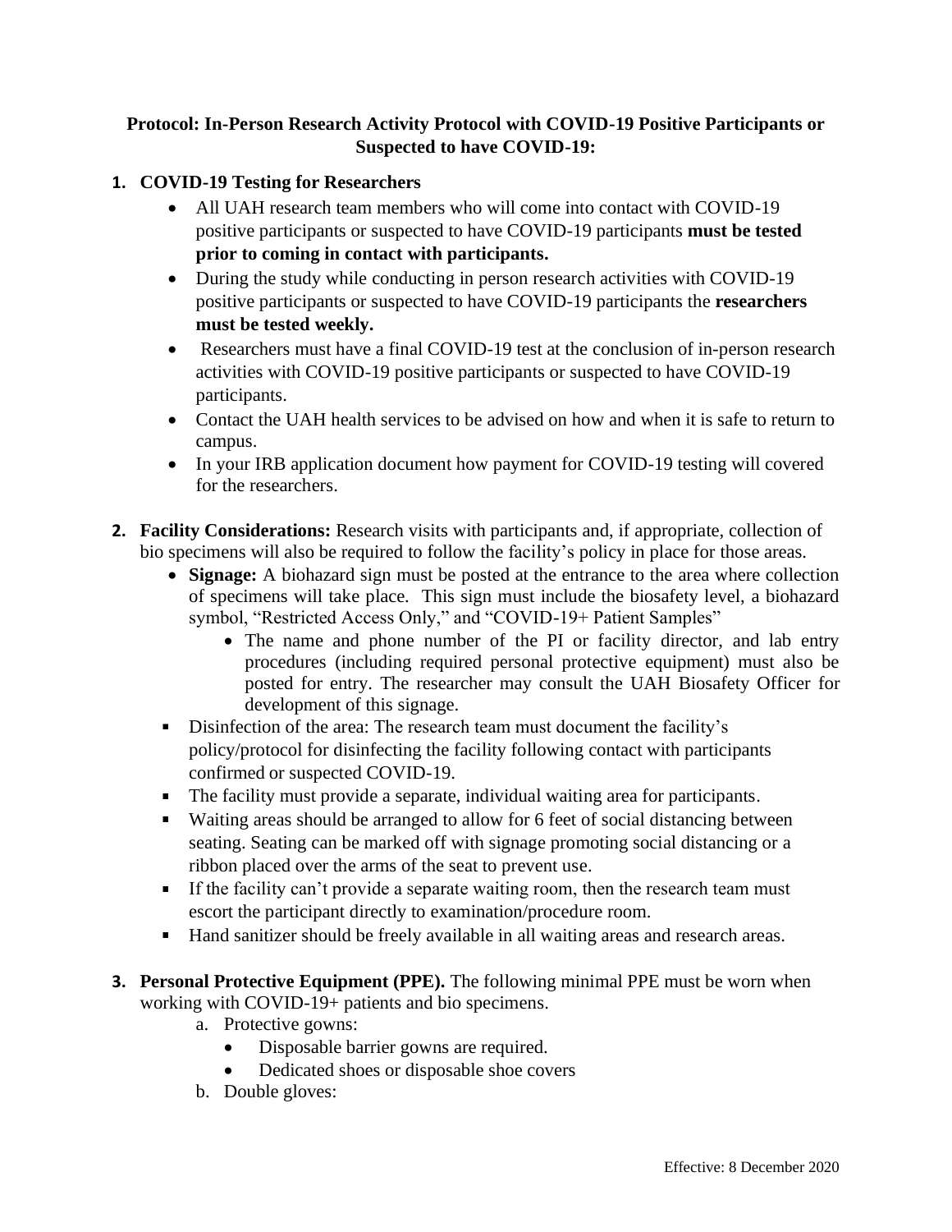**Protocol: In-Person Research Activity Protocol with COVID-19 Positive Participants or Suspected to have COVID-19:**

1. **COVID-19 Testing for Researchers**
   - All UAH research team members who will come into contact with COVID-19 positive participants or suspected to have COVID-19 participants **must be tested prior to coming in contact with participants.**
   - During the study while conducting in person research activities with COVID-19 positive participants or suspected to have COVID-19 participants the **researchers must be tested weekly.**
   - Researchers must have a final COVID-19 test at the conclusion of in-person research activities with COVID-19 positive participants or suspected to have COVID-19 participants.
   - Contact the UAH health services to be advised on how and when it is safe to return to campus.
   - In your IRB application document how payment for COVID-19 testing will covered for the researchers.

2. **Facility Considerations:** Research visits with participants and, if appropriate, collection of bio specimens will also be required to follow the facility's policy in place for those areas.
   - **Signage:** A biohazard sign must be posted at the entrance to the area where collection of specimens will take place. This sign must include the biosafety level, a biohazard symbol, "Restricted Access Only," and "COVID-19+ Patient Samples"
     - The name and phone number of the PI or facility director, and lab entry procedures (including required personal protective equipment) must also be posted for entry. The researcher may consult the UAH Biosafety Officer for development of this signage.
   - Disinfection of the area: The research team must document the facility's policy/protocol for disinfecting the facility following contact with participants confirmed or suspected COVID-19.
   - The facility must provide a separate, individual waiting area for participants.
   - Waiting areas should be arranged to allow for 6 feet of social distancing between seating. Seating can be marked off with signage promoting social distancing or a ribbon placed over the arms of the seat to prevent use.
   - If the facility can't provide a separate waiting room, then the research team must escort the participant directly to examination/procedure room.
   - Hand sanitizer should be freely available in all waiting areas and research areas.

3. **Personal Protective Equipment (PPE).** The following minimal PPE must be worn when working with COVID-19+ patients and bio specimens.
   a. Protective gowns:
      - Disposable barrier gowns are required.
      - Dedicated shoes or disposable shoe covers

   b. Double gloves:

Effective: 8 December 2020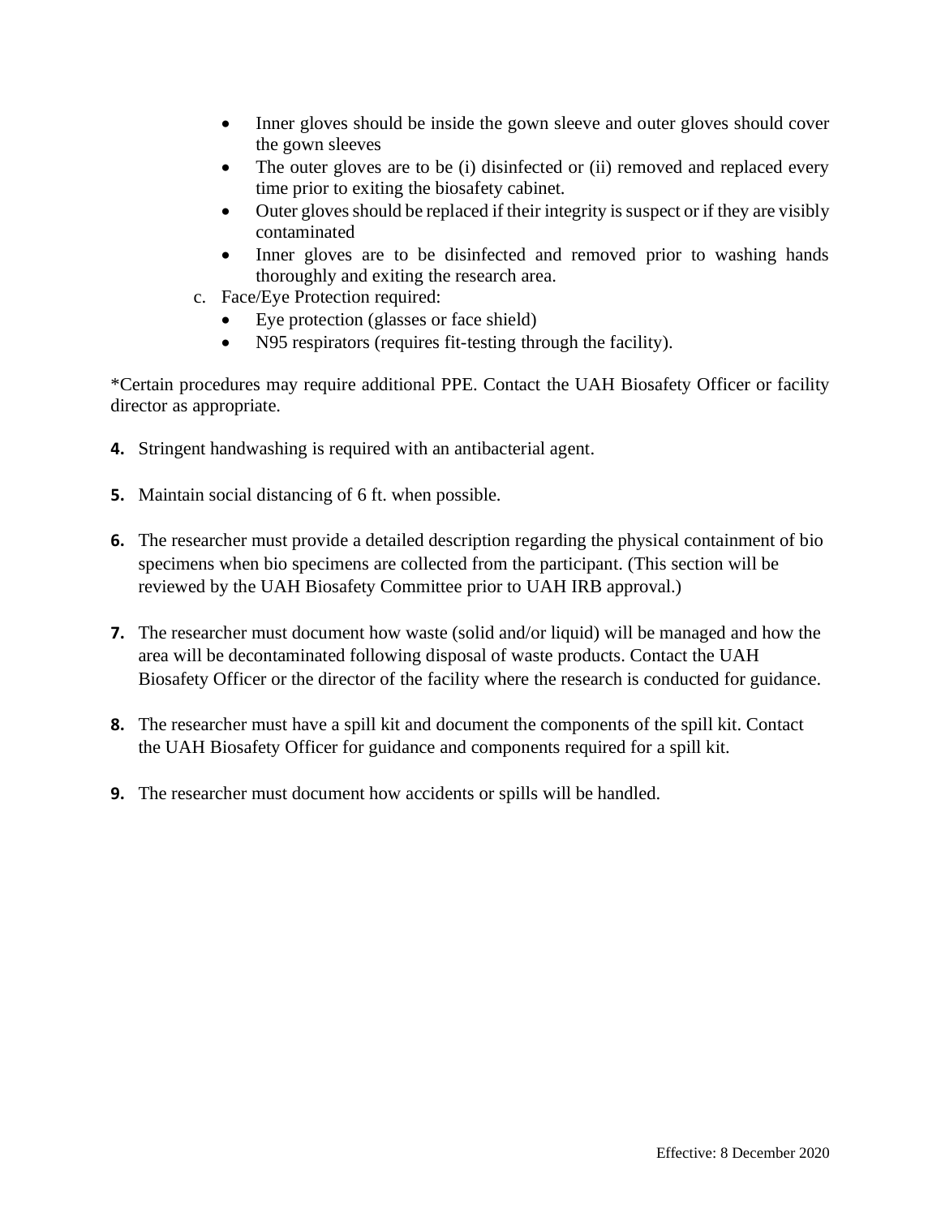- Inner gloves should be inside the gown sleeve and outer gloves should cover the gown sleeves
- The outer gloves are to be (i) disinfected or (ii) removed and replaced every time prior to exiting the biosafety cabinet.
- Outer gloves should be replaced if their integrity is suspect or if they are visibly contaminated
- Inner gloves are to be disinfected and removed prior to washing hands thoroughly and exiting the research area.

c. Face/Eye Protection required:
   - Eye protection (glasses or face shield)
   - N95 respirators (requires fit-testing through the facility).

*Certain procedures may require additional PPE. Contact the UAH Biosafety Officer or facility director as appropriate.

**4.** Stringent handwashing is required with an antibacterial agent.

**5.** Maintain social distancing of 6 ft. when possible.

**6.** The researcher must provide a detailed description regarding the physical containment of bio specimens when bio specimens are collected from the participant. (This section will be reviewed by the UAH Biosafety Committee prior to UAH IRB approval.)

**7.** The researcher must document how waste (solid and/or liquid) will be managed and how the area will be decontaminated following disposal of waste products. Contact the UAH Biosafety Officer or the director of the facility where the research is conducted for guidance.

**8.** The researcher must have a spill kit and document the components of the spill kit. Contact the UAH Biosafety Officer for guidance and components required for a spill kit.

**9.** The researcher must document how accidents or spills will be handled.